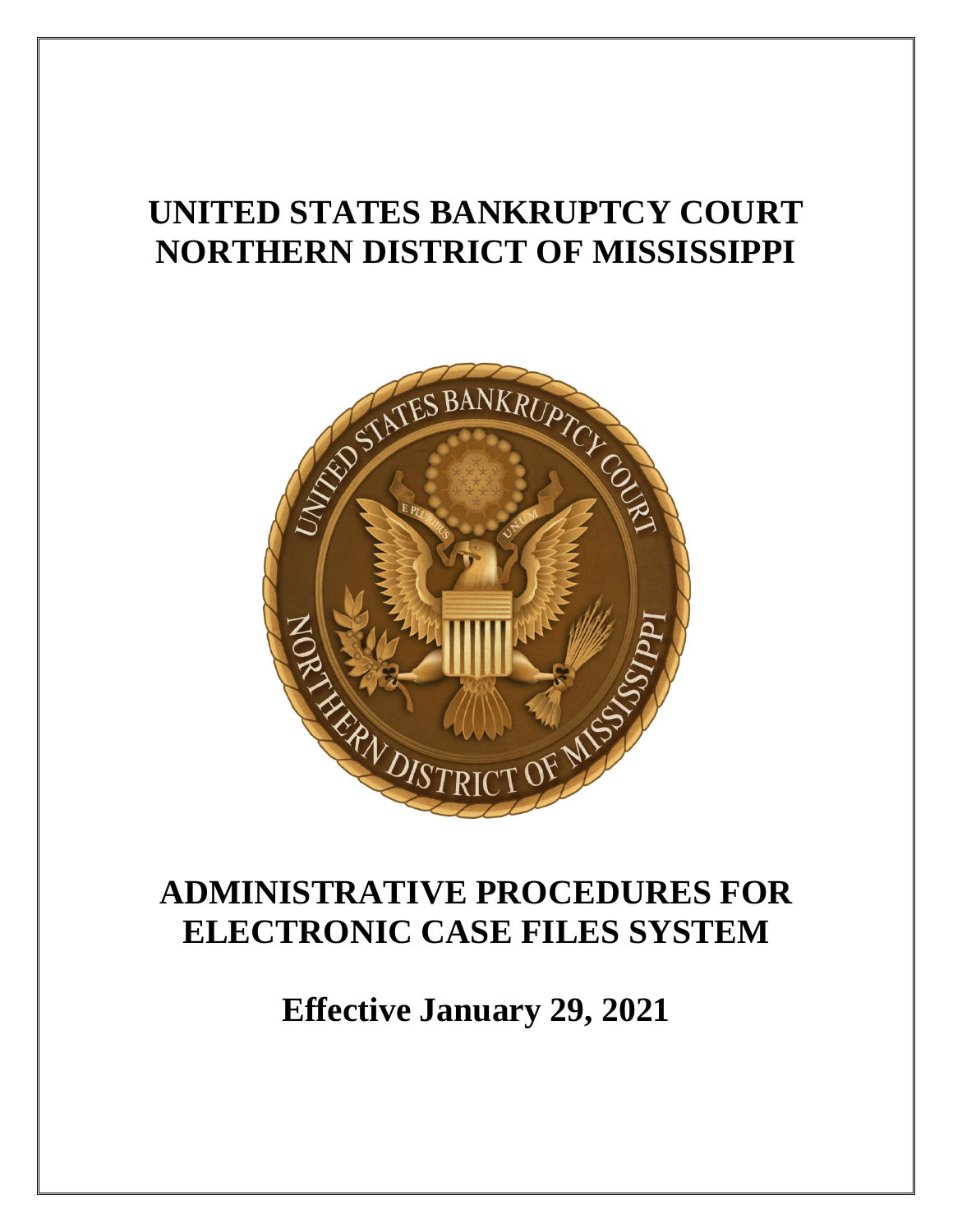# UNITED STATES BANKRUPTCY COURT NORTHERN DISTRICT OF MISSISSIPPI

# ADMINISTRATIVE PROCEDURES FOR ELECTRONIC CASE FILES SYSTEM

## Effective January 29, 2021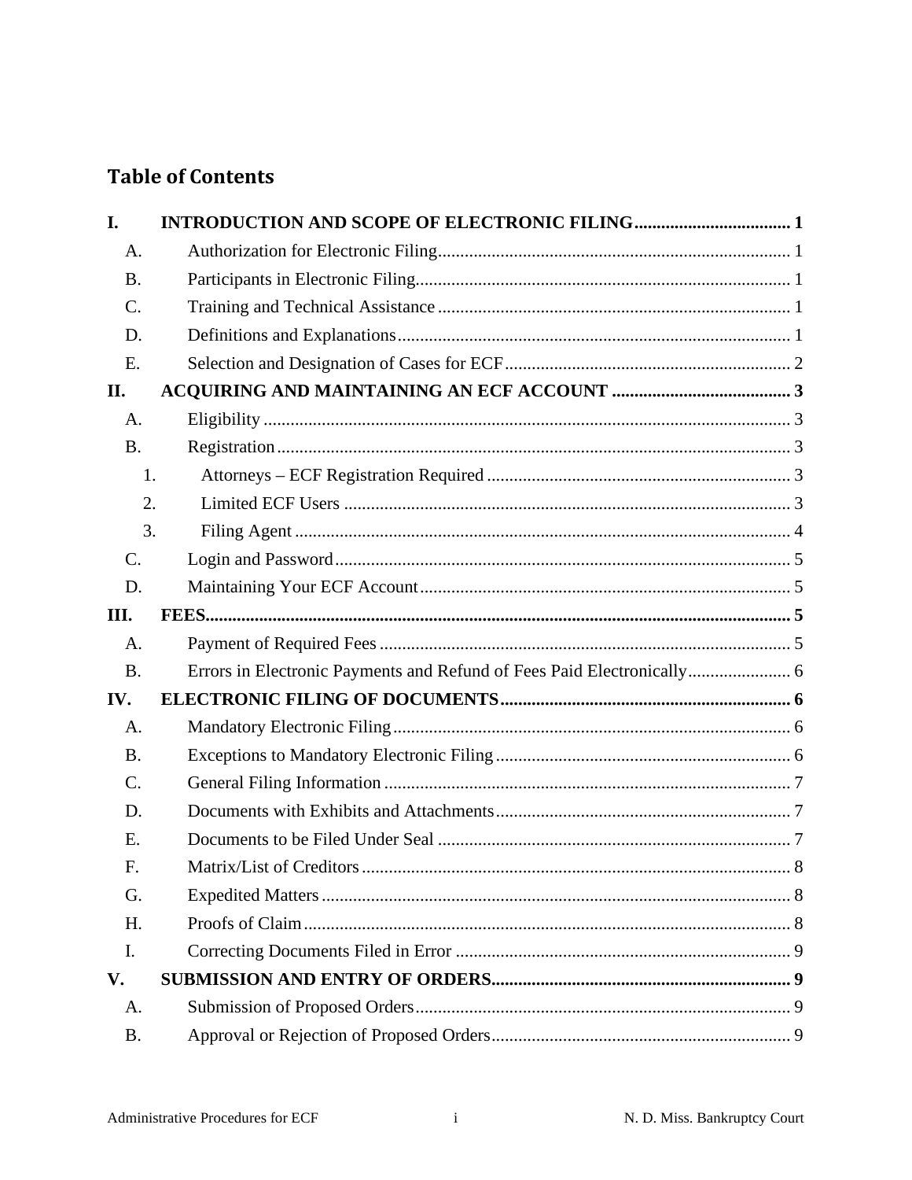# Table of Contents

- **I. INTRODUCTION AND SCOPE OF ELECTRONIC FILING** ..... 1
  - A. Authorization for Electronic Filing ..... 1
  - B. Participants in Electronic Filing ..... 1
  - C. Training and Technical Assistance ..... 1
  - D. Definitions and Explanations ..... 1
  - E. Selection and Designation of Cases for ECF ..... 2
- **II. ACQUIRING AND MAINTAINING AN ECF ACCOUNT** ..... 3
  - A. Eligibility ..... 3
  - B. Registration ..... 3
    - 1. Attorneys – ECF Registration Required ..... 3
    - 2. Limited ECF Users ..... 3
    - 3. Filing Agent ..... 4
  - C. Login and Password ..... 5
  - D. Maintaining Your ECF Account ..... 5
- **III. FEES** ..... 5
  - A. Payment of Required Fees ..... 5
  - B. Errors in Electronic Payments and Refund of Fees Paid Electronically ..... 6
- **IV. ELECTRONIC FILING OF DOCUMENTS** ..... 6
  - A. Mandatory Electronic Filing ..... 6
  - B. Exceptions to Mandatory Electronic Filing ..... 6
  - C. General Filing Information ..... 7
  - D. Documents with Exhibits and Attachments ..... 7
  - E. Documents to be Filed Under Seal ..... 7
  - F. Matrix/List of Creditors ..... 8
  - G. Expedited Matters ..... 8
  - H. Proofs of Claim ..... 8
  - I. Correcting Documents Filed in Error ..... 9
- **V. SUBMISSION AND ENTRY OF ORDERS** ..... 9
  - A. Submission of Proposed Orders ..... 9
  - B. Approval or Rejection of Proposed Orders ..... 9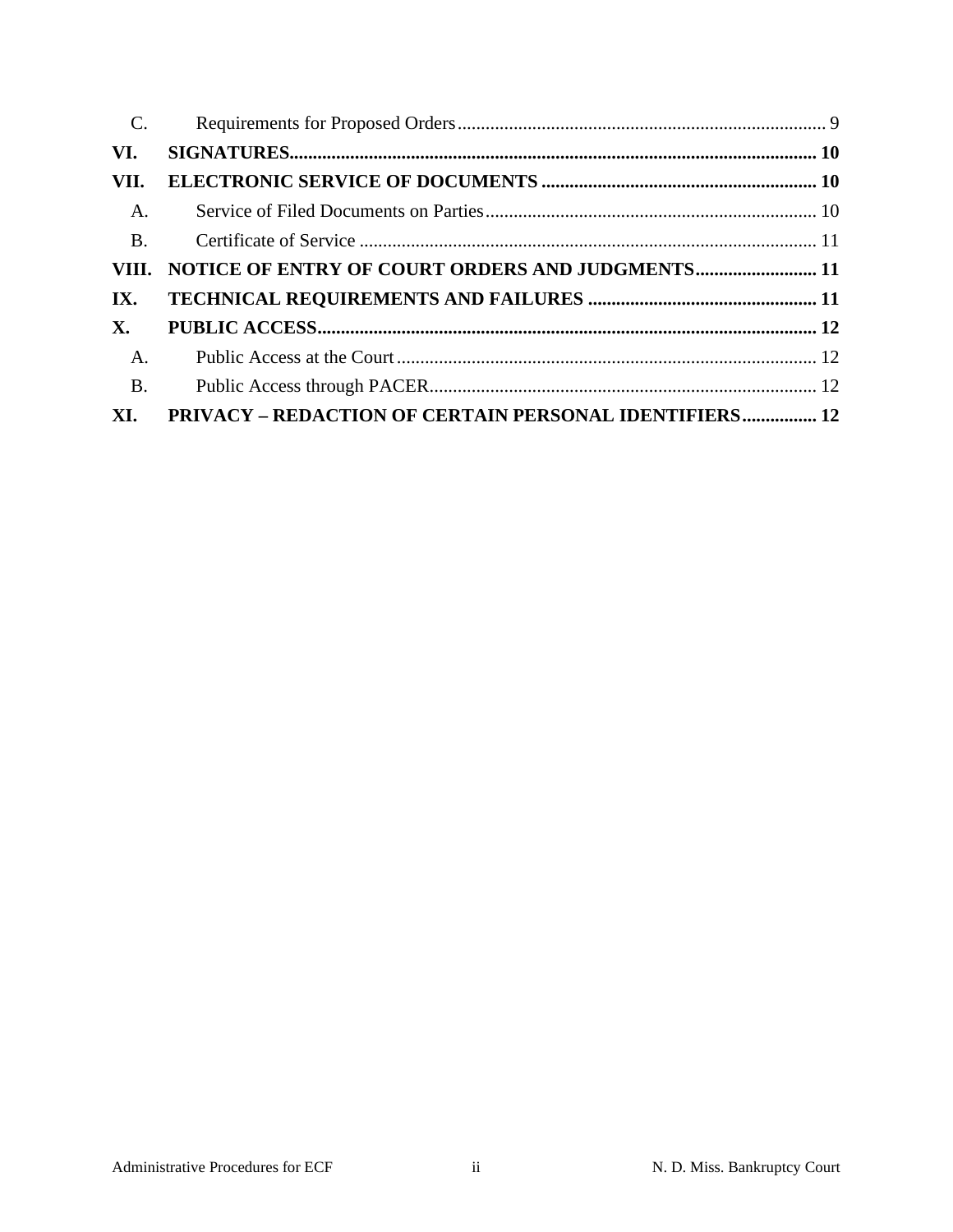| | | |
|---|---|---|
| C. | Requirements for Proposed Orders | 9 |
| **VI.** | **SIGNATURES** | **10** |
| **VII.** | **ELECTRONIC SERVICE OF DOCUMENTS** | **10** |
| A. | Service of Filed Documents on Parties | 10 |
| B. | Certificate of Service | 11 |
| **VIII.** | **NOTICE OF ENTRY OF COURT ORDERS AND JUDGMENTS** | **11** |
| **IX.** | **TECHNICAL REQUIREMENTS AND FAILURES** | **11** |
| **X.** | **PUBLIC ACCESS** | **12** |
| A. | Public Access at the Court | 12 |
| B. | Public Access through PACER | 12 |
| **XI.** | **PRIVACY – REDACTION OF CERTAIN PERSONAL IDENTIFIERS** | **12** |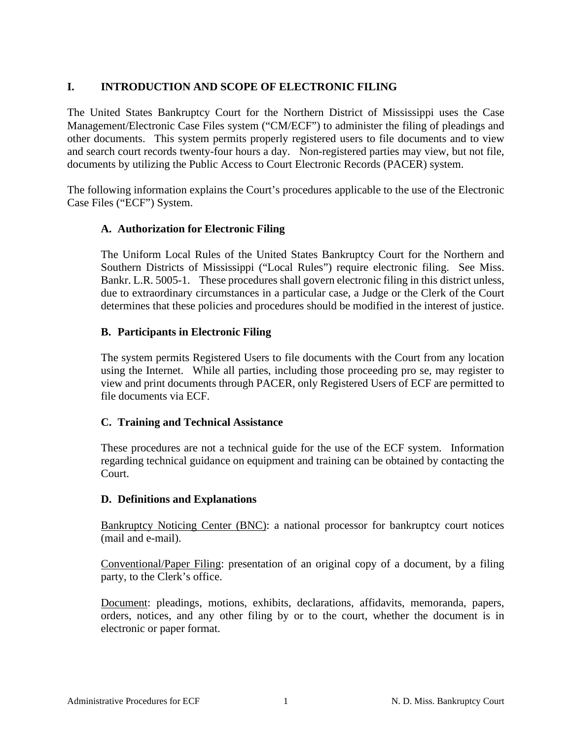# I. INTRODUCTION AND SCOPE OF ELECTRONIC FILING

The United States Bankruptcy Court for the Northern District of Mississippi uses the Case Management/Electronic Case Files system ("CM/ECF") to administer the filing of pleadings and other documents. This system permits properly registered users to file documents and to view and search court records twenty-four hours a day. Non-registered parties may view, but not file, documents by utilizing the Public Access to Court Electronic Records (PACER) system.

The following information explains the Court's procedures applicable to the use of the Electronic Case Files ("ECF") System.

## A. Authorization for Electronic Filing

The Uniform Local Rules of the United States Bankruptcy Court for the Northern and Southern Districts of Mississippi ("Local Rules") require electronic filing. See Miss. Bankr. L.R. 5005-1. These procedures shall govern electronic filing in this district unless, due to extraordinary circumstances in a particular case, a Judge or the Clerk of the Court determines that these policies and procedures should be modified in the interest of justice.

## B. Participants in Electronic Filing

The system permits Registered Users to file documents with the Court from any location using the Internet. While all parties, including those proceeding pro se, may register to view and print documents through PACER, only Registered Users of ECF are permitted to file documents via ECF.

## C. Training and Technical Assistance

These procedures are not a technical guide for the use of the ECF system. Information regarding technical guidance on equipment and training can be obtained by contacting the Court.

## D. Definitions and Explanations

<u>Bankruptcy Noticing Center (BNC)</u>: a national processor for bankruptcy court notices (mail and e-mail).

<u>Conventional/Paper Filing</u>: presentation of an original copy of a document, by a filing party, to the Clerk's office.

<u>Document</u>: pleadings, motions, exhibits, declarations, affidavits, memoranda, papers, orders, notices, and any other filing by or to the court, whether the document is in electronic or paper format.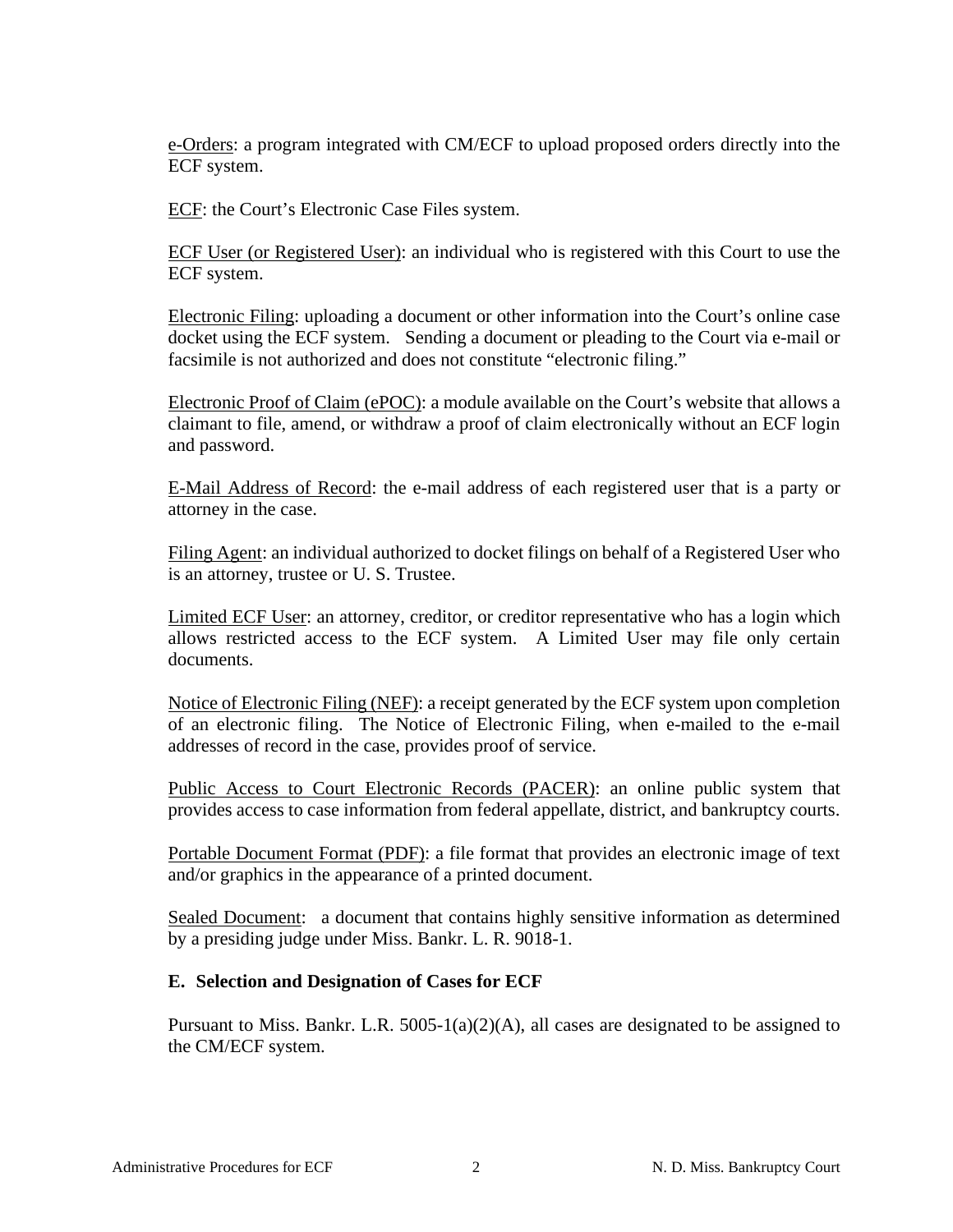e-Orders: a program integrated with CM/ECF to upload proposed orders directly into the ECF system.

ECF: the Court's Electronic Case Files system.

ECF User (or Registered User): an individual who is registered with this Court to use the ECF system.

Electronic Filing: uploading a document or other information into the Court's online case docket using the ECF system. Sending a document or pleading to the Court via e-mail or facsimile is not authorized and does not constitute "electronic filing."

Electronic Proof of Claim (ePOC): a module available on the Court's website that allows a claimant to file, amend, or withdraw a proof of claim electronically without an ECF login and password.

E-Mail Address of Record: the e-mail address of each registered user that is a party or attorney in the case.

Filing Agent: an individual authorized to docket filings on behalf of a Registered User who is an attorney, trustee or U. S. Trustee.

Limited ECF User: an attorney, creditor, or creditor representative who has a login which allows restricted access to the ECF system. A Limited User may file only certain documents.

Notice of Electronic Filing (NEF): a receipt generated by the ECF system upon completion of an electronic filing. The Notice of Electronic Filing, when e-mailed to the e-mail addresses of record in the case, provides proof of service.

Public Access to Court Electronic Records (PACER): an online public system that provides access to case information from federal appellate, district, and bankruptcy courts.

Portable Document Format (PDF): a file format that provides an electronic image of text and/or graphics in the appearance of a printed document.

Sealed Document: a document that contains highly sensitive information as determined by a presiding judge under Miss. Bankr. L. R. 9018-1.

**E. Selection and Designation of Cases for ECF**

Pursuant to Miss. Bankr. L.R. 5005-1(a)(2)(A), all cases are designated to be assigned to the CM/ECF system.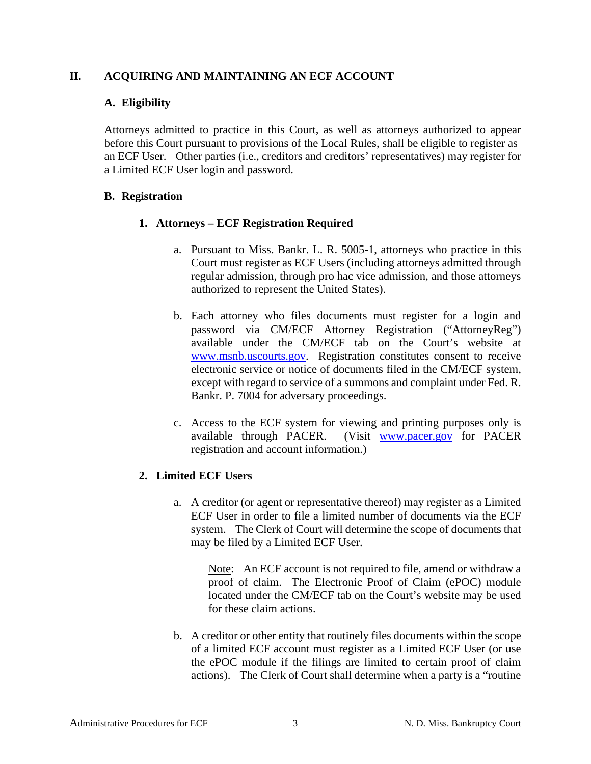## II. ACQUIRING AND MAINTAINING AN ECF ACCOUNT

### A. Eligibility

Attorneys admitted to practice in this Court, as well as attorneys authorized to appear before this Court pursuant to provisions of the Local Rules, shall be eligible to register as an ECF User. Other parties (i.e., creditors and creditors' representatives) may register for a Limited ECF User login and password.

### B. Registration

#### 1. Attorneys – ECF Registration Required

a. Pursuant to Miss. Bankr. L. R. 5005-1, attorneys who practice in this Court must register as ECF Users (including attorneys admitted through regular admission, through pro hac vice admission, and those attorneys authorized to represent the United States).

b. Each attorney who files documents must register for a login and password via CM/ECF Attorney Registration ("AttorneyReg") available under the CM/ECF tab on the Court's website at www.msnb.uscourts.gov. Registration constitutes consent to receive electronic service or notice of documents filed in the CM/ECF system, except with regard to service of a summons and complaint under Fed. R. Bankr. P. 7004 for adversary proceedings.

c. Access to the ECF system for viewing and printing purposes only is available through PACER. (Visit www.pacer.gov for PACER registration and account information.)

#### 2. Limited ECF Users

a. A creditor (or agent or representative thereof) may register as a Limited ECF User in order to file a limited number of documents via the ECF system. The Clerk of Court will determine the scope of documents that may be filed by a Limited ECF User.

> Note: An ECF account is not required to file, amend or withdraw a proof of claim. The Electronic Proof of Claim (ePOC) module located under the CM/ECF tab on the Court's website may be used for these claim actions.

b. A creditor or other entity that routinely files documents within the scope of a limited ECF account must register as a Limited ECF User (or use the ePOC module if the filings are limited to certain proof of claim actions). The Clerk of Court shall determine when a party is a "routine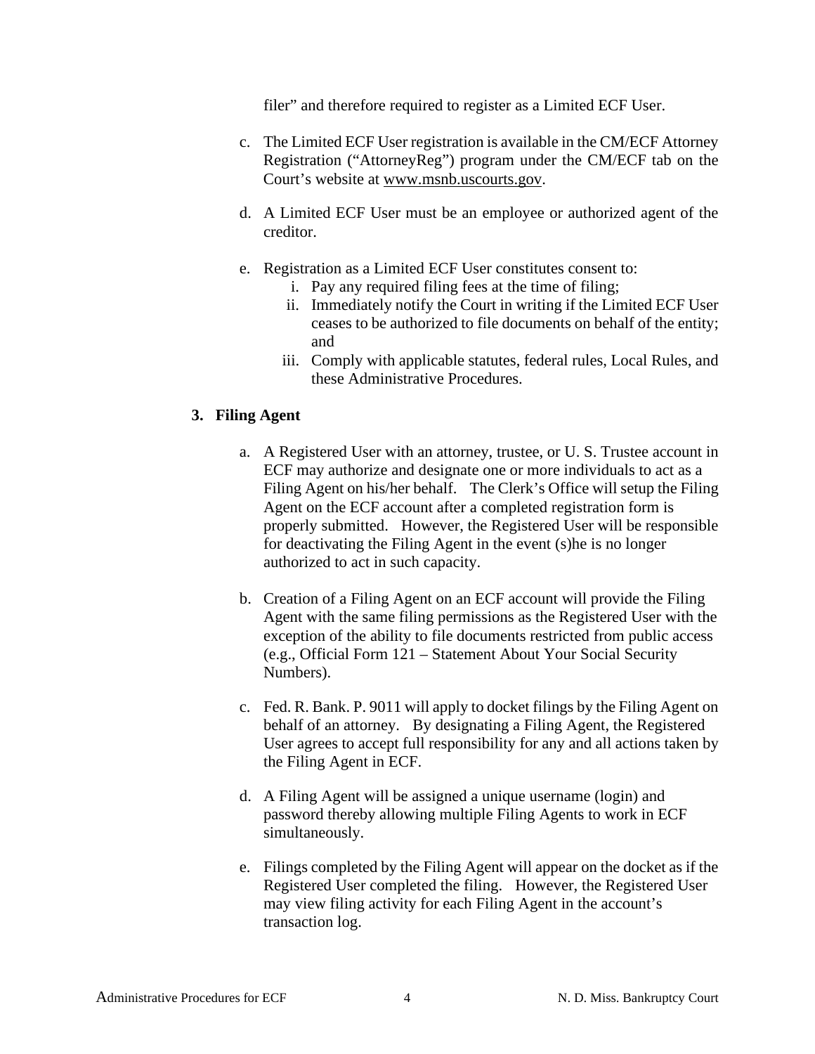filer" and therefore required to register as a Limited ECF User.

c. The Limited ECF User registration is available in the CM/ECF Attorney Registration ("AttorneyReg") program under the CM/ECF tab on the Court's website at www.msnb.uscourts.gov.

d. A Limited ECF User must be an employee or authorized agent of the creditor.

e. Registration as a Limited ECF User constitutes consent to:
   i. Pay any required filing fees at the time of filing;
   ii. Immediately notify the Court in writing if the Limited ECF User ceases to be authorized to file documents on behalf of the entity; and
   iii. Comply with applicable statutes, federal rules, Local Rules, and these Administrative Procedures.

**3. Filing Agent**

a. A Registered User with an attorney, trustee, or U. S. Trustee account in ECF may authorize and designate one or more individuals to act as a Filing Agent on his/her behalf. The Clerk's Office will setup the Filing Agent on the ECF account after a completed registration form is properly submitted. However, the Registered User will be responsible for deactivating the Filing Agent in the event (s)he is no longer authorized to act in such capacity.

b. Creation of a Filing Agent on an ECF account will provide the Filing Agent with the same filing permissions as the Registered User with the exception of the ability to file documents restricted from public access (e.g., Official Form 121 – Statement About Your Social Security Numbers).

c. Fed. R. Bank. P. 9011 will apply to docket filings by the Filing Agent on behalf of an attorney. By designating a Filing Agent, the Registered User agrees to accept full responsibility for any and all actions taken by the Filing Agent in ECF.

d. A Filing Agent will be assigned a unique username (login) and password thereby allowing multiple Filing Agents to work in ECF simultaneously.

e. Filings completed by the Filing Agent will appear on the docket as if the Registered User completed the filing. However, the Registered User may view filing activity for each Filing Agent in the account's transaction log.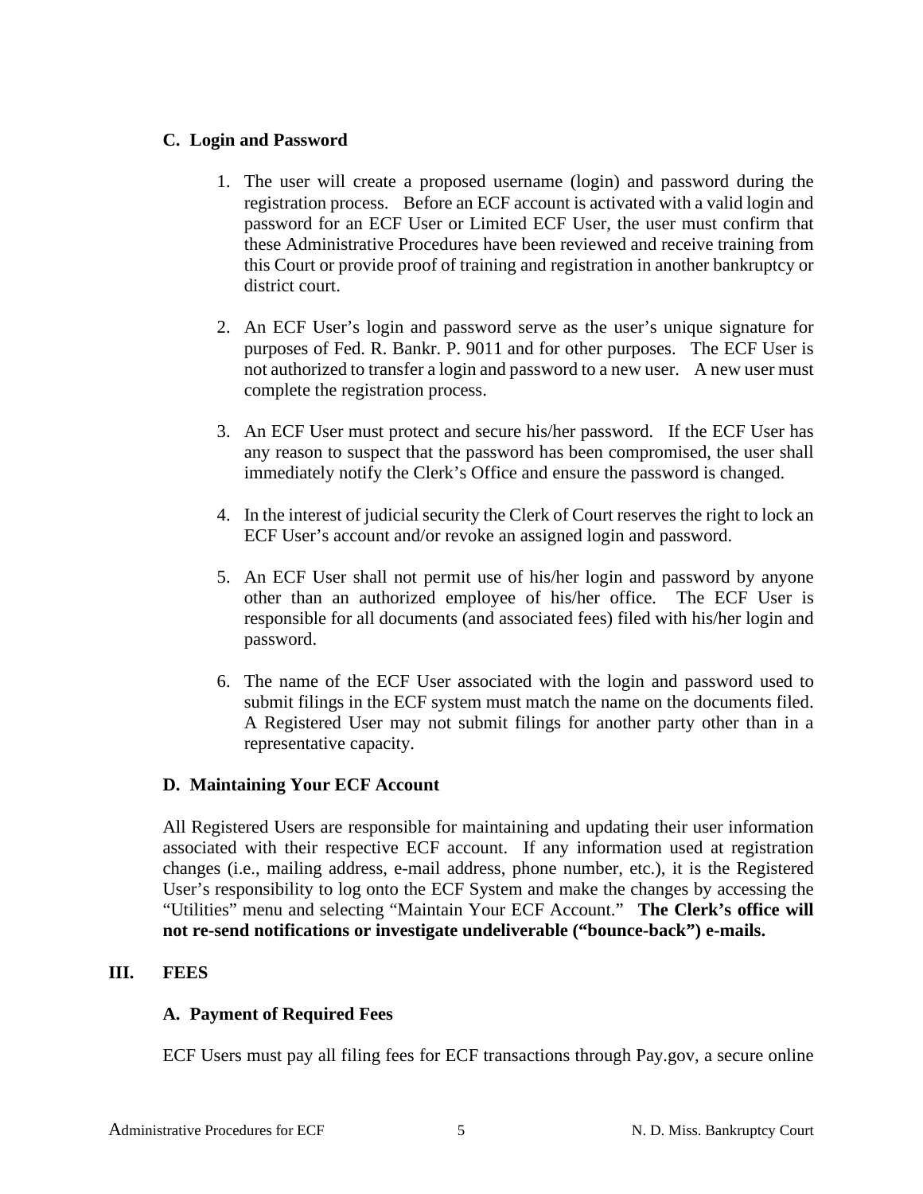### C. Login and Password

1. The user will create a proposed username (login) and password during the registration process. Before an ECF account is activated with a valid login and password for an ECF User or Limited ECF User, the user must confirm that these Administrative Procedures have been reviewed and receive training from this Court or provide proof of training and registration in another bankruptcy or district court.

2. An ECF User's login and password serve as the user's unique signature for purposes of Fed. R. Bankr. P. 9011 and for other purposes. The ECF User is not authorized to transfer a login and password to a new user. A new user must complete the registration process.

3. An ECF User must protect and secure his/her password. If the ECF User has any reason to suspect that the password has been compromised, the user shall immediately notify the Clerk's Office and ensure the password is changed.

4. In the interest of judicial security the Clerk of Court reserves the right to lock an ECF User's account and/or revoke an assigned login and password.

5. An ECF User shall not permit use of his/her login and password by anyone other than an authorized employee of his/her office. The ECF User is responsible for all documents (and associated fees) filed with his/her login and password.

6. The name of the ECF User associated with the login and password used to submit filings in the ECF system must match the name on the documents filed. A Registered User may not submit filings for another party other than in a representative capacity.

### D. Maintaining Your ECF Account

All Registered Users are responsible for maintaining and updating their user information associated with their respective ECF account. If any information used at registration changes (i.e., mailing address, e-mail address, phone number, etc.), it is the Registered User's responsibility to log onto the ECF System and make the changes by accessing the "Utilities" menu and selecting "Maintain Your ECF Account." **The Clerk's office will not re-send notifications or investigate undeliverable ("bounce-back") e-mails.**

## III. FEES

### A. Payment of Required Fees

ECF Users must pay all filing fees for ECF transactions through Pay.gov, a secure online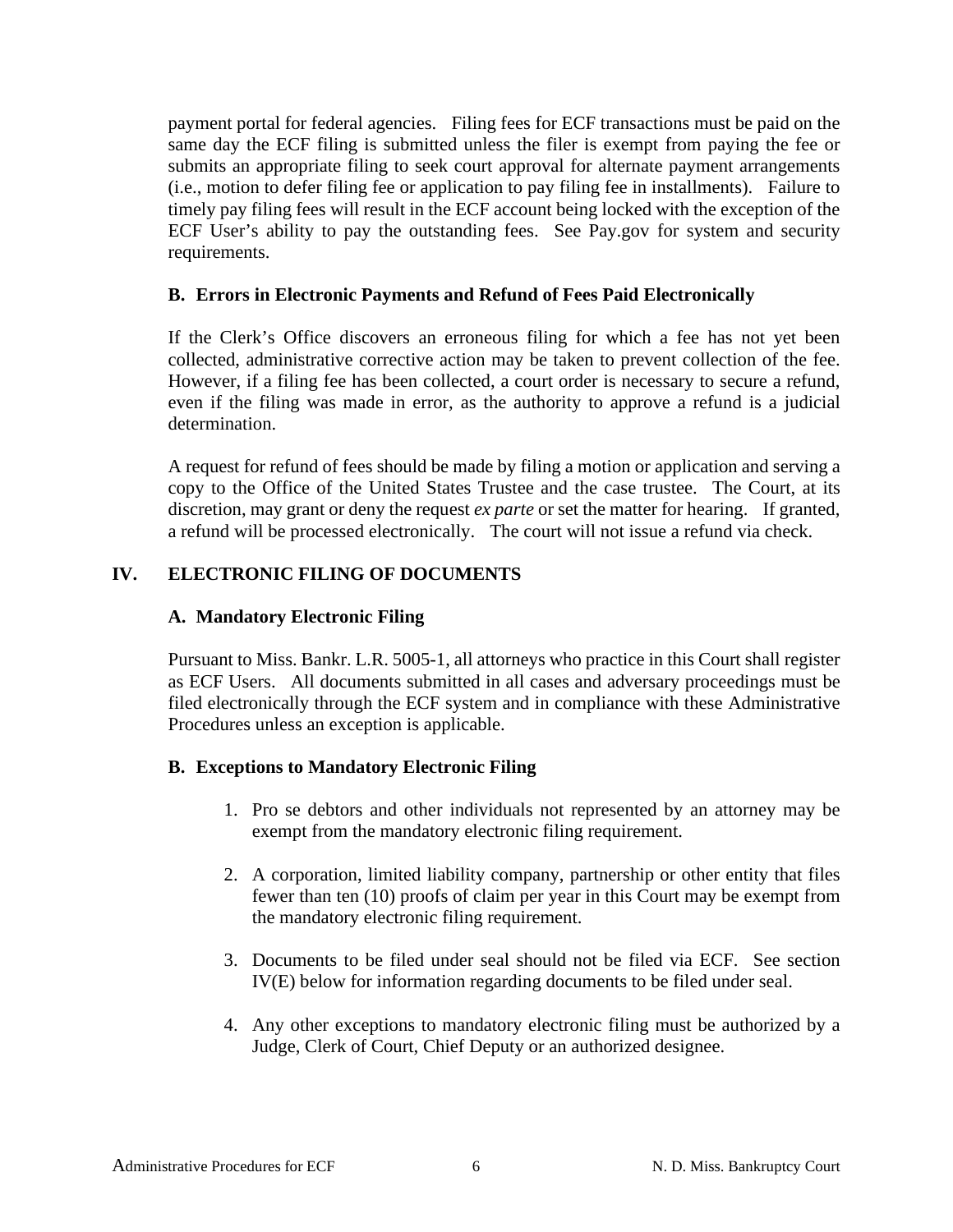payment portal for federal agencies. Filing fees for ECF transactions must be paid on the same day the ECF filing is submitted unless the filer is exempt from paying the fee or submits an appropriate filing to seek court approval for alternate payment arrangements (i.e., motion to defer filing fee or application to pay filing fee in installments). Failure to timely pay filing fees will result in the ECF account being locked with the exception of the ECF User's ability to pay the outstanding fees. See Pay.gov for system and security requirements.

### B. Errors in Electronic Payments and Refund of Fees Paid Electronically

If the Clerk's Office discovers an erroneous filing for which a fee has not yet been collected, administrative corrective action may be taken to prevent collection of the fee. However, if a filing fee has been collected, a court order is necessary to secure a refund, even if the filing was made in error, as the authority to approve a refund is a judicial determination.

A request for refund of fees should be made by filing a motion or application and serving a copy to the Office of the United States Trustee and the case trustee. The Court, at its discretion, may grant or deny the request *ex parte* or set the matter for hearing. If granted, a refund will be processed electronically. The court will not issue a refund via check.

## IV. ELECTRONIC FILING OF DOCUMENTS

### A. Mandatory Electronic Filing

Pursuant to Miss. Bankr. L.R. 5005-1, all attorneys who practice in this Court shall register as ECF Users. All documents submitted in all cases and adversary proceedings must be filed electronically through the ECF system and in compliance with these Administrative Procedures unless an exception is applicable.

### B. Exceptions to Mandatory Electronic Filing

1. Pro se debtors and other individuals not represented by an attorney may be exempt from the mandatory electronic filing requirement.

2. A corporation, limited liability company, partnership or other entity that files fewer than ten (10) proofs of claim per year in this Court may be exempt from the mandatory electronic filing requirement.

3. Documents to be filed under seal should not be filed via ECF. See section IV(E) below for information regarding documents to be filed under seal.

4. Any other exceptions to mandatory electronic filing must be authorized by a Judge, Clerk of Court, Chief Deputy or an authorized designee.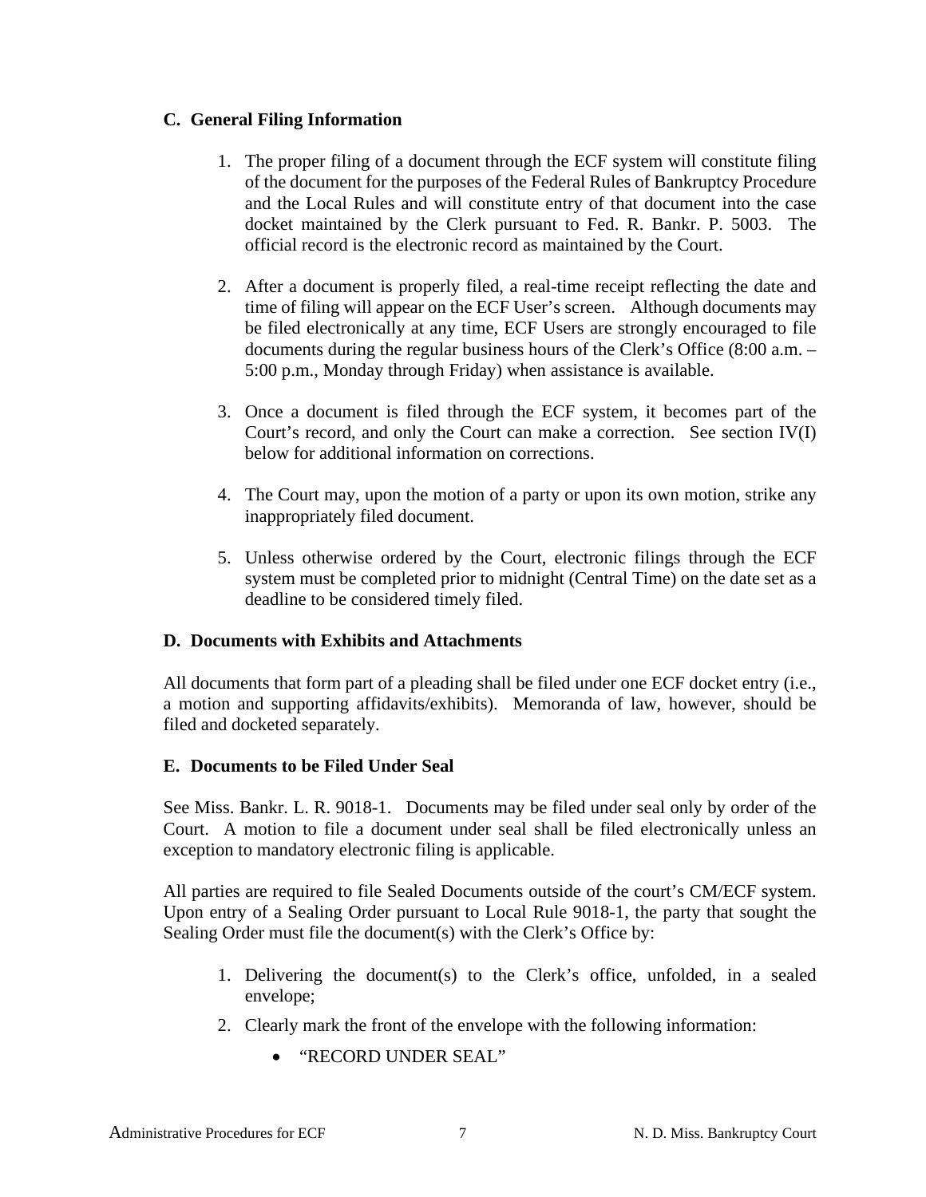### C. General Filing Information

1. The proper filing of a document through the ECF system will constitute filing of the document for the purposes of the Federal Rules of Bankruptcy Procedure and the Local Rules and will constitute entry of that document into the case docket maintained by the Clerk pursuant to Fed. R. Bankr. P. 5003. The official record is the electronic record as maintained by the Court.

2. After a document is properly filed, a real-time receipt reflecting the date and time of filing will appear on the ECF User's screen. Although documents may be filed electronically at any time, ECF Users are strongly encouraged to file documents during the regular business hours of the Clerk's Office (8:00 a.m. – 5:00 p.m., Monday through Friday) when assistance is available.

3. Once a document is filed through the ECF system, it becomes part of the Court's record, and only the Court can make a correction. See section IV(I) below for additional information on corrections.

4. The Court may, upon the motion of a party or upon its own motion, strike any inappropriately filed document.

5. Unless otherwise ordered by the Court, electronic filings through the ECF system must be completed prior to midnight (Central Time) on the date set as a deadline to be considered timely filed.

### D. Documents with Exhibits and Attachments

All documents that form part of a pleading shall be filed under one ECF docket entry (i.e., a motion and supporting affidavits/exhibits). Memoranda of law, however, should be filed and docketed separately.

### E. Documents to be Filed Under Seal

See Miss. Bankr. L. R. 9018-1. Documents may be filed under seal only by order of the Court. A motion to file a document under seal shall be filed electronically unless an exception to mandatory electronic filing is applicable.

All parties are required to file Sealed Documents outside of the court's CM/ECF system. Upon entry of a Sealing Order pursuant to Local Rule 9018-1, the party that sought the Sealing Order must file the document(s) with the Clerk's Office by:

1. Delivering the document(s) to the Clerk's office, unfolded, in a sealed envelope;
2. Clearly mark the front of the envelope with the following information:
   - "RECORD UNDER SEAL"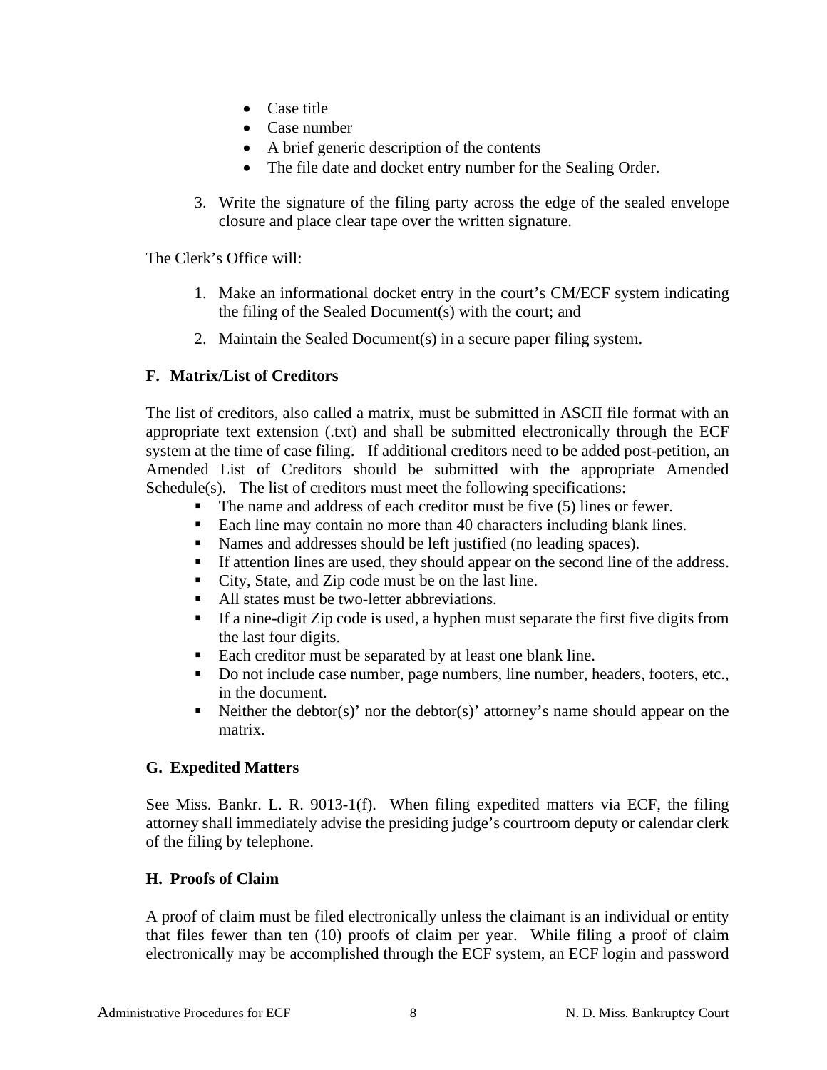- Case title
- Case number
- A brief generic description of the contents
- The file date and docket entry number for the Sealing Order.

3. Write the signature of the filing party across the edge of the sealed envelope closure and place clear tape over the written signature.

The Clerk's Office will:

1. Make an informational docket entry in the court's CM/ECF system indicating the filing of the Sealed Document(s) with the court; and
2. Maintain the Sealed Document(s) in a secure paper filing system.

**F. Matrix/List of Creditors**

The list of creditors, also called a matrix, must be submitted in ASCII file format with an appropriate text extension (.txt) and shall be submitted electronically through the ECF system at the time of case filing. If additional creditors need to be added post-petition, an Amended List of Creditors should be submitted with the appropriate Amended Schedule(s). The list of creditors must meet the following specifications:

- The name and address of each creditor must be five (5) lines or fewer.
- Each line may contain no more than 40 characters including blank lines.
- Names and addresses should be left justified (no leading spaces).
- If attention lines are used, they should appear on the second line of the address.
- City, State, and Zip code must be on the last line.
- All states must be two-letter abbreviations.
- If a nine-digit Zip code is used, a hyphen must separate the first five digits from the last four digits.
- Each creditor must be separated by at least one blank line.
- Do not include case number, page numbers, line number, headers, footers, etc., in the document.
- Neither the debtor(s)' nor the debtor(s)' attorney's name should appear on the matrix.

**G. Expedited Matters**

See Miss. Bankr. L. R. 9013-1(f). When filing expedited matters via ECF, the filing attorney shall immediately advise the presiding judge's courtroom deputy or calendar clerk of the filing by telephone.

**H. Proofs of Claim**

A proof of claim must be filed electronically unless the claimant is an individual or entity that files fewer than ten (10) proofs of claim per year. While filing a proof of claim electronically may be accomplished through the ECF system, an ECF login and password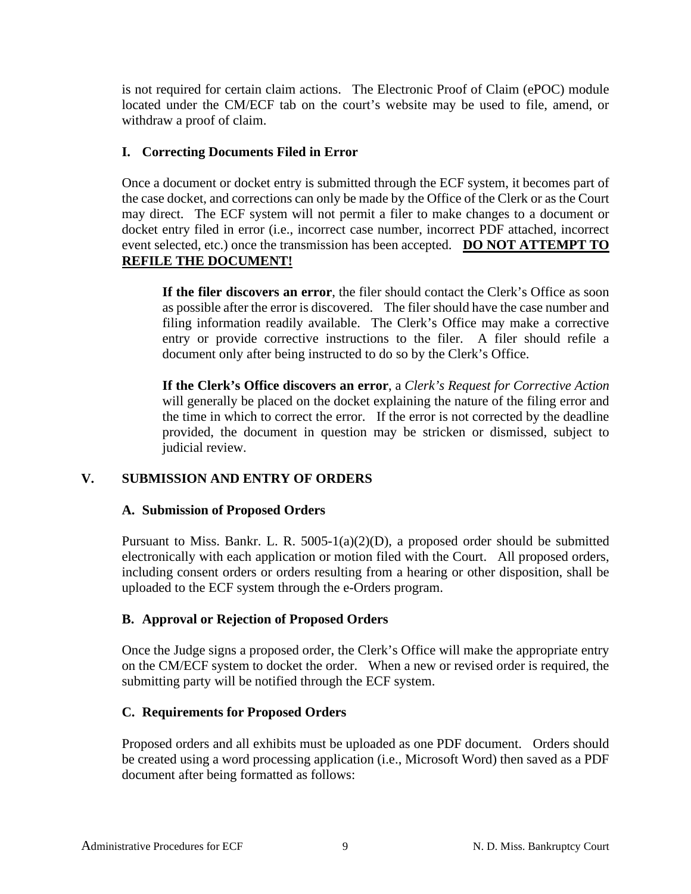is not required for certain claim actions. The Electronic Proof of Claim (ePOC) module located under the CM/ECF tab on the court's website may be used to file, amend, or withdraw a proof of claim.

### I. Correcting Documents Filed in Error

Once a document or docket entry is submitted through the ECF system, it becomes part of the case docket, and corrections can only be made by the Office of the Clerk or as the Court may direct. The ECF system will not permit a filer to make changes to a document or docket entry filed in error (i.e., incorrect case number, incorrect PDF attached, incorrect event selected, etc.) once the transmission has been accepted. **<u>DO NOT ATTEMPT TO REFILE THE DOCUMENT!</u>**

> **If the filer discovers an error**, the filer should contact the Clerk's Office as soon as possible after the error is discovered. The filer should have the case number and filing information readily available. The Clerk's Office may make a corrective entry or provide corrective instructions to the filer. A filer should refile a document only after being instructed to do so by the Clerk's Office.
>
> **If the Clerk's Office discovers an error**, a *Clerk's Request for Corrective Action* will generally be placed on the docket explaining the nature of the filing error and the time in which to correct the error. If the error is not corrected by the deadline provided, the document in question may be stricken or dismissed, subject to judicial review.

## V. SUBMISSION AND ENTRY OF ORDERS

### A. Submission of Proposed Orders

Pursuant to Miss. Bankr. L. R. 5005-1(a)(2)(D), a proposed order should be submitted electronically with each application or motion filed with the Court. All proposed orders, including consent orders or orders resulting from a hearing or other disposition, shall be uploaded to the ECF system through the e-Orders program.

### B. Approval or Rejection of Proposed Orders

Once the Judge signs a proposed order, the Clerk's Office will make the appropriate entry on the CM/ECF system to docket the order. When a new or revised order is required, the submitting party will be notified through the ECF system.

### C. Requirements for Proposed Orders

Proposed orders and all exhibits must be uploaded as one PDF document. Orders should be created using a word processing application (i.e., Microsoft Word) then saved as a PDF document after being formatted as follows: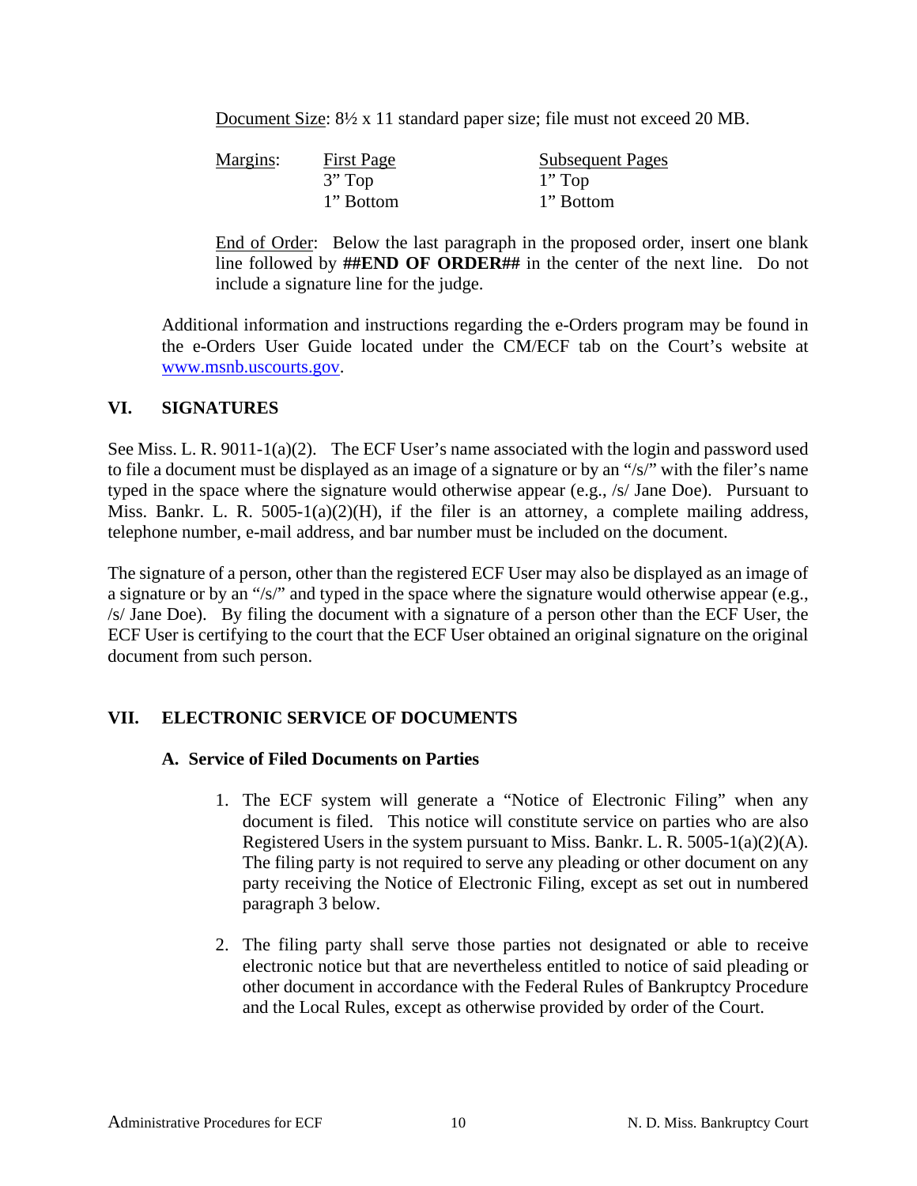Document Size: 8½ x 11 standard paper size; file must not exceed 20 MB.

| Margins: | First Page | Subsequent Pages |
|---|---|---|
| | 3" Top | 1" Top |
| | 1" Bottom | 1" Bottom |

End of Order: Below the last paragraph in the proposed order, insert one blank line followed by **##END OF ORDER##** in the center of the next line. Do not include a signature line for the judge.

Additional information and instructions regarding the e-Orders program may be found in the e-Orders User Guide located under the CM/ECF tab on the Court's website at www.msnb.uscourts.gov.

## VI. SIGNATURES

See Miss. L. R. 9011-1(a)(2). The ECF User's name associated with the login and password used to file a document must be displayed as an image of a signature or by an "/s/" with the filer's name typed in the space where the signature would otherwise appear (e.g., /s/ Jane Doe). Pursuant to Miss. Bankr. L. R. 5005-1(a)(2)(H), if the filer is an attorney, a complete mailing address, telephone number, e-mail address, and bar number must be included on the document.

The signature of a person, other than the registered ECF User may also be displayed as an image of a signature or by an "/s/" and typed in the space where the signature would otherwise appear (e.g., /s/ Jane Doe). By filing the document with a signature of a person other than the ECF User, the ECF User is certifying to the court that the ECF User obtained an original signature on the original document from such person.

## VII. ELECTRONIC SERVICE OF DOCUMENTS

### A. Service of Filed Documents on Parties

1. The ECF system will generate a "Notice of Electronic Filing" when any document is filed. This notice will constitute service on parties who are also Registered Users in the system pursuant to Miss. Bankr. L. R. 5005-1(a)(2)(A). The filing party is not required to serve any pleading or other document on any party receiving the Notice of Electronic Filing, except as set out in numbered paragraph 3 below.

2. The filing party shall serve those parties not designated or able to receive electronic notice but that are nevertheless entitled to notice of said pleading or other document in accordance with the Federal Rules of Bankruptcy Procedure and the Local Rules, except as otherwise provided by order of the Court.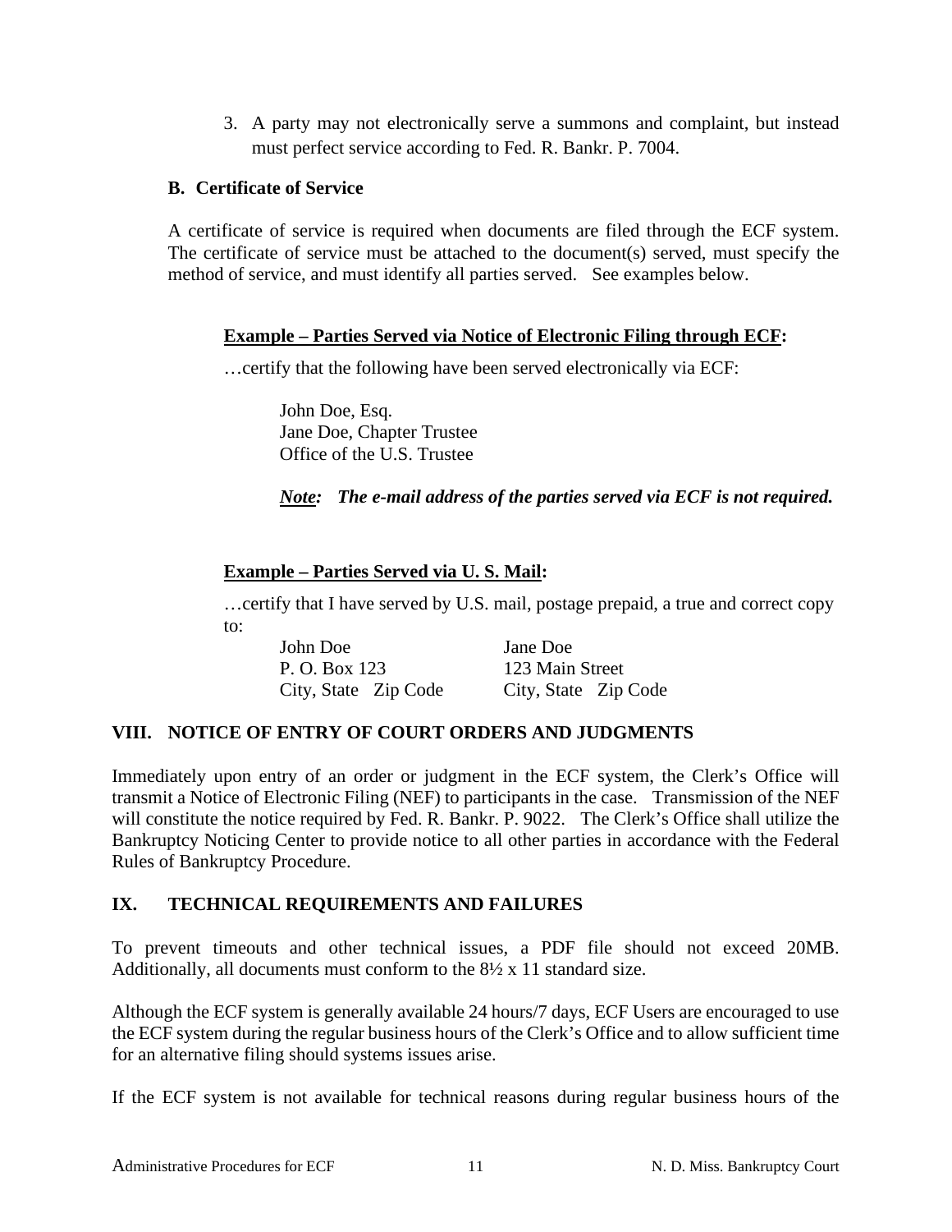3. A party may not electronically serve a summons and complaint, but instead must perfect service according to Fed. R. Bankr. P. 7004.

### B. Certificate of Service

A certificate of service is required when documents are filed through the ECF system. The certificate of service must be attached to the document(s) served, must specify the method of service, and must identify all parties served. See examples below.

**Example – Parties Served via Notice of Electronic Filing through ECF:**

…certify that the following have been served electronically via ECF:

John Doe, Esq.
Jane Doe, Chapter Trustee
Office of the U.S. Trustee

***Note:* The e-mail address of the parties served via ECF is not required.**

**Example – Parties Served via U. S. Mail:**

…certify that I have served by U.S. mail, postage prepaid, a true and correct copy to:

| | |
|---|---|
| John Doe | Jane Doe |
| P. O. Box 123 | 123 Main Street |
| City, State Zip Code | City, State Zip Code |

## VIII. NOTICE OF ENTRY OF COURT ORDERS AND JUDGMENTS

Immediately upon entry of an order or judgment in the ECF system, the Clerk's Office will transmit a Notice of Electronic Filing (NEF) to participants in the case. Transmission of the NEF will constitute the notice required by Fed. R. Bankr. P. 9022. The Clerk's Office shall utilize the Bankruptcy Noticing Center to provide notice to all other parties in accordance with the Federal Rules of Bankruptcy Procedure.

## IX. TECHNICAL REQUIREMENTS AND FAILURES

To prevent timeouts and other technical issues, a PDF file should not exceed 20MB. Additionally, all documents must conform to the 8½ x 11 standard size.

Although the ECF system is generally available 24 hours/7 days, ECF Users are encouraged to use the ECF system during the regular business hours of the Clerk's Office and to allow sufficient time for an alternative filing should systems issues arise.

If the ECF system is not available for technical reasons during regular business hours of the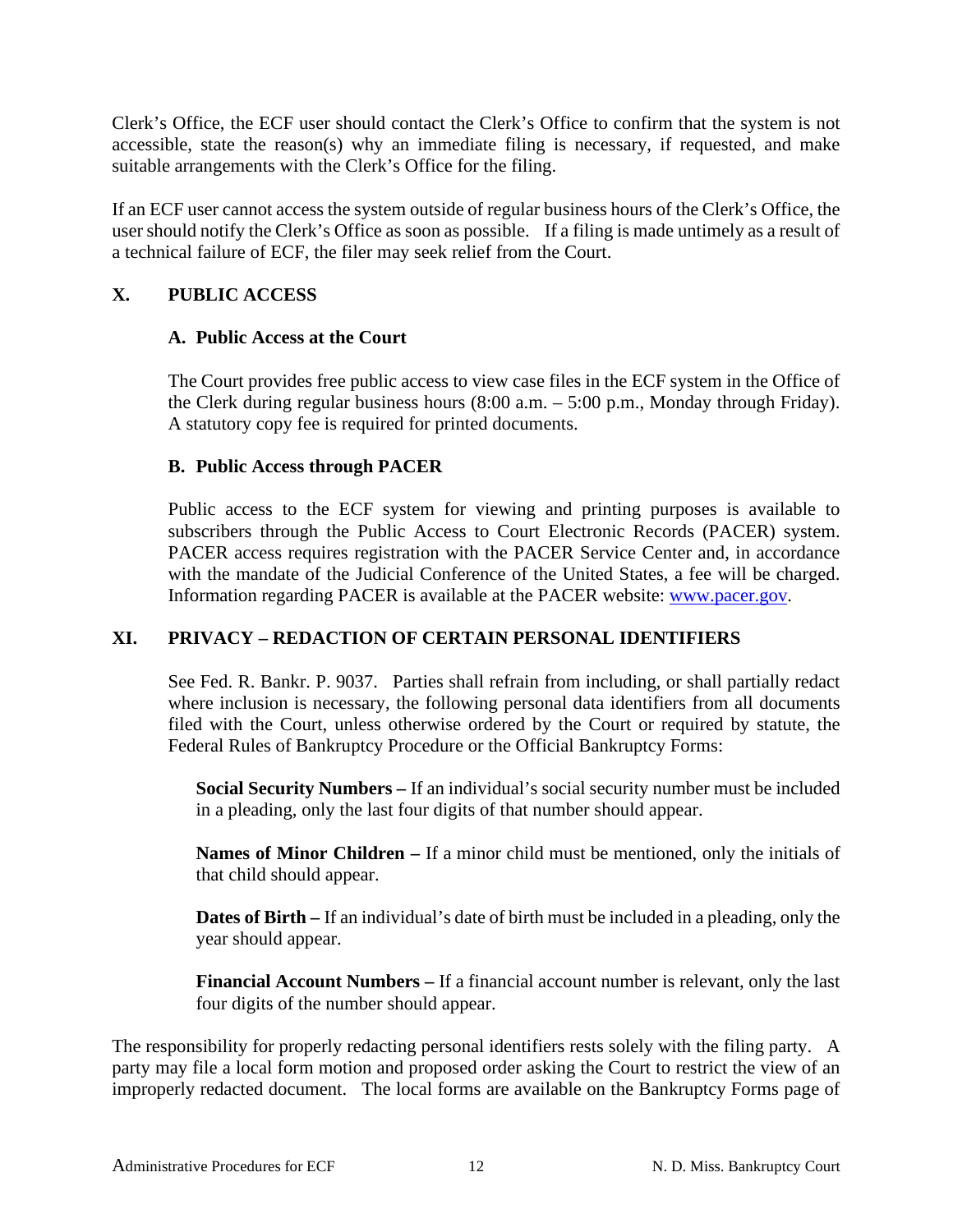Clerk's Office, the ECF user should contact the Clerk's Office to confirm that the system is not accessible, state the reason(s) why an immediate filing is necessary, if requested, and make suitable arrangements with the Clerk's Office for the filing.

If an ECF user cannot access the system outside of regular business hours of the Clerk's Office, the user should notify the Clerk's Office as soon as possible. If a filing is made untimely as a result of a technical failure of ECF, the filer may seek relief from the Court.

## X. PUBLIC ACCESS

### A. Public Access at the Court

The Court provides free public access to view case files in the ECF system in the Office of the Clerk during regular business hours (8:00 a.m. – 5:00 p.m., Monday through Friday). A statutory copy fee is required for printed documents.

### B. Public Access through PACER

Public access to the ECF system for viewing and printing purposes is available to subscribers through the Public Access to Court Electronic Records (PACER) system. PACER access requires registration with the PACER Service Center and, in accordance with the mandate of the Judicial Conference of the United States, a fee will be charged. Information regarding PACER is available at the PACER website: [www.pacer.gov](http://www.pacer.gov).

## XI. PRIVACY – REDACTION OF CERTAIN PERSONAL IDENTIFIERS

See Fed. R. Bankr. P. 9037. Parties shall refrain from including, or shall partially redact where inclusion is necessary, the following personal data identifiers from all documents filed with the Court, unless otherwise ordered by the Court or required by statute, the Federal Rules of Bankruptcy Procedure or the Official Bankruptcy Forms:

**Social Security Numbers –** If an individual's social security number must be included in a pleading, only the last four digits of that number should appear.

**Names of Minor Children –** If a minor child must be mentioned, only the initials of that child should appear.

**Dates of Birth –** If an individual's date of birth must be included in a pleading, only the year should appear.

**Financial Account Numbers –** If a financial account number is relevant, only the last four digits of the number should appear.

The responsibility for properly redacting personal identifiers rests solely with the filing party. A party may file a local form motion and proposed order asking the Court to restrict the view of an improperly redacted document. The local forms are available on the Bankruptcy Forms page of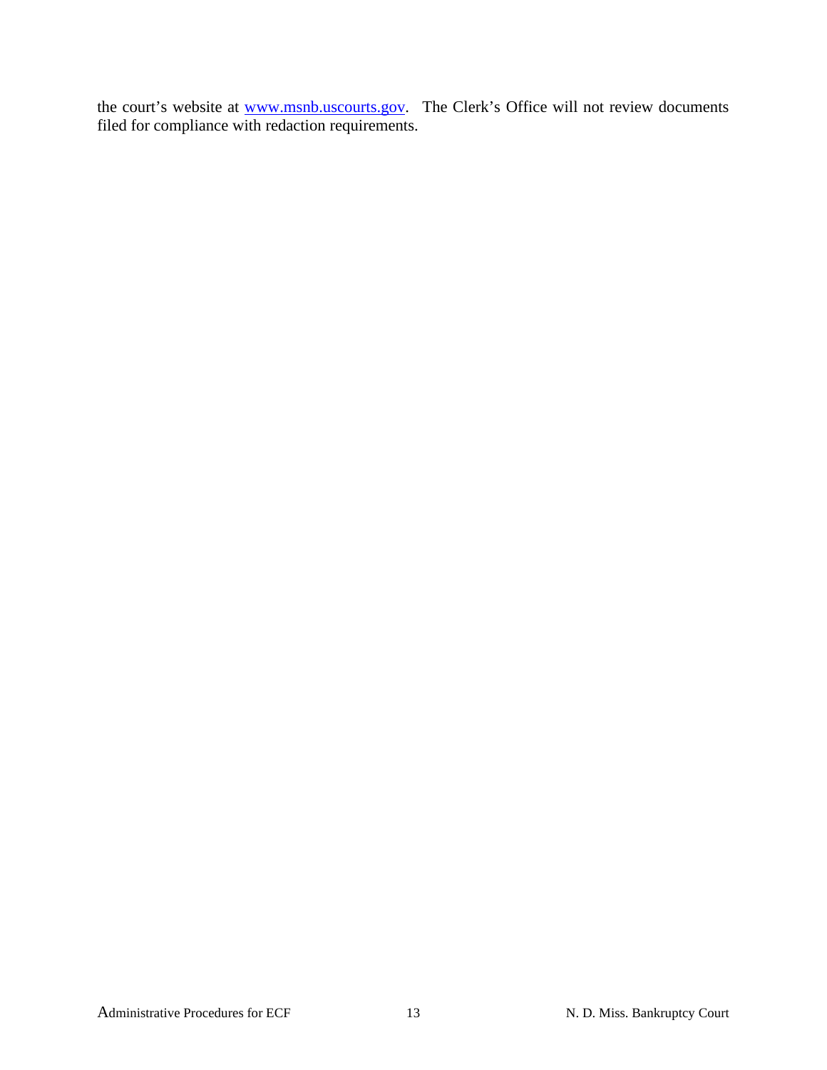the court's website at [www.msnb.uscourts.gov](http://www.msnb.uscourts.gov). The Clerk's Office will not review documents filed for compliance with redaction requirements.